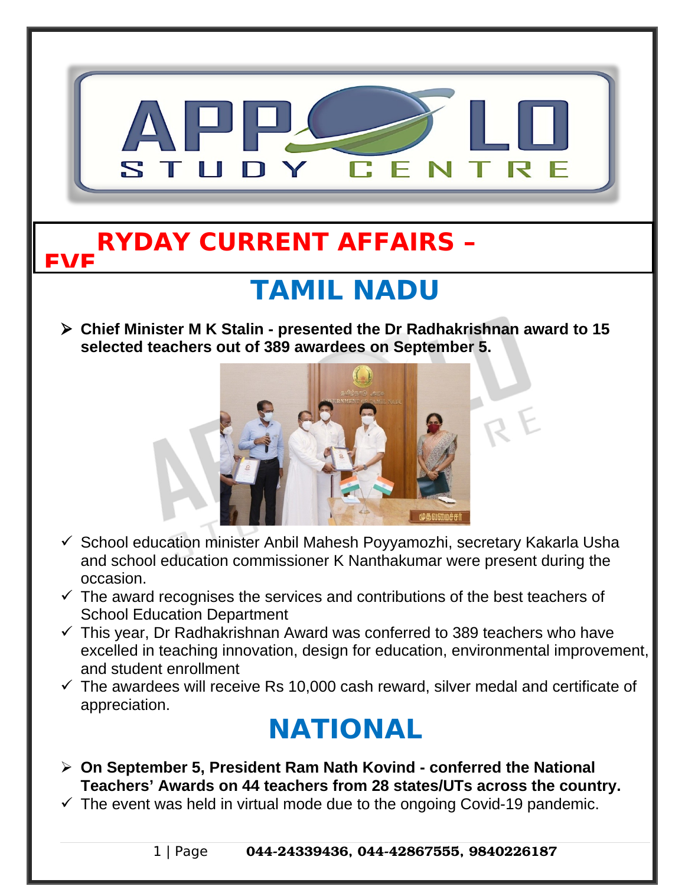# EVERYDAY CURRENT AFFAIRS –

## TAMIL NADU

- **Chief Minister M K Stalin - presented the Dr Radhakrishnan award to 15 selected teachers out of 389 awardees on September 5.**
  - ✓ School education minister Anbil Mahesh Poyyamozhi, secretary Kakarla Usha and school education commissioner K Nanthakumar were present during the occasion.
  - ✓ The award recognises the services and contributions of the best teachers of School Education Department
  - ✓ This year, Dr Radhakrishnan Award was conferred to 389 teachers who have excelled in teaching innovation, design for education, environmental improvement, and student enrollment
  - ✓ The awardees will receive Rs 10,000 cash reward, silver medal and certificate of appreciation.

## NATIONAL

- **On September 5, President Ram Nath Kovind - conferred the National Teachers' Awards on 44 teachers from 28 states/UTs across the country.**
  - ✓ The event was held in virtual mode due to the ongoing Covid-19 pandemic.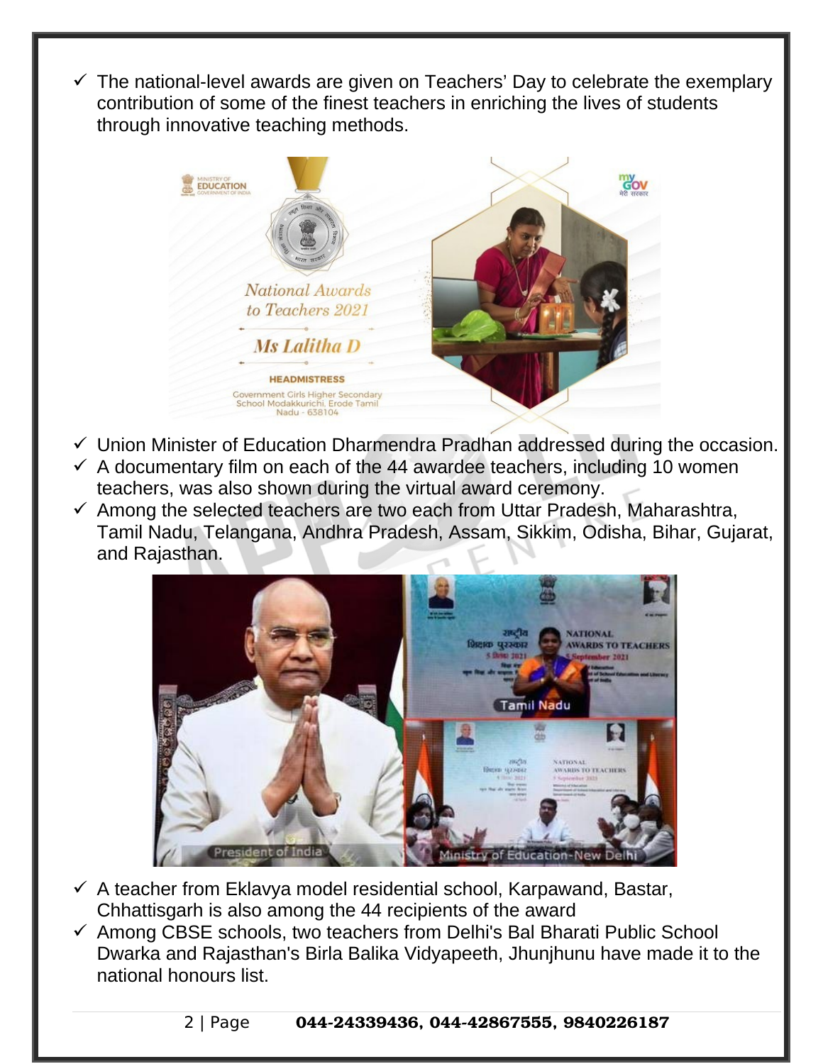- ✓ The national-level awards are given on Teachers' Day to celebrate the exemplary contribution of some of the finest teachers in enriching the lives of students through innovative teaching methods.

- ✓ Union Minister of Education Dharmendra Pradhan addressed during the occasion.
- ✓ A documentary film on each of the 44 awardee teachers, including 10 women teachers, was also shown during the virtual award ceremony.
- ✓ Among the selected teachers are two each from Uttar Pradesh, Maharashtra, Tamil Nadu, Telangana, Andhra Pradesh, Assam, Sikkim, Odisha, Bihar, Gujarat, and Rajasthan.

- ✓ A teacher from Eklavya model residential school, Karpawand, Bastar, Chhattisgarh is also among the 44 recipients of the award
- ✓ Among CBSE schools, two teachers from Delhi's Bal Bharati Public School Dwarka and Rajasthan's Birla Balika Vidyapeeth, Jhunjhunu have made it to the national honours list.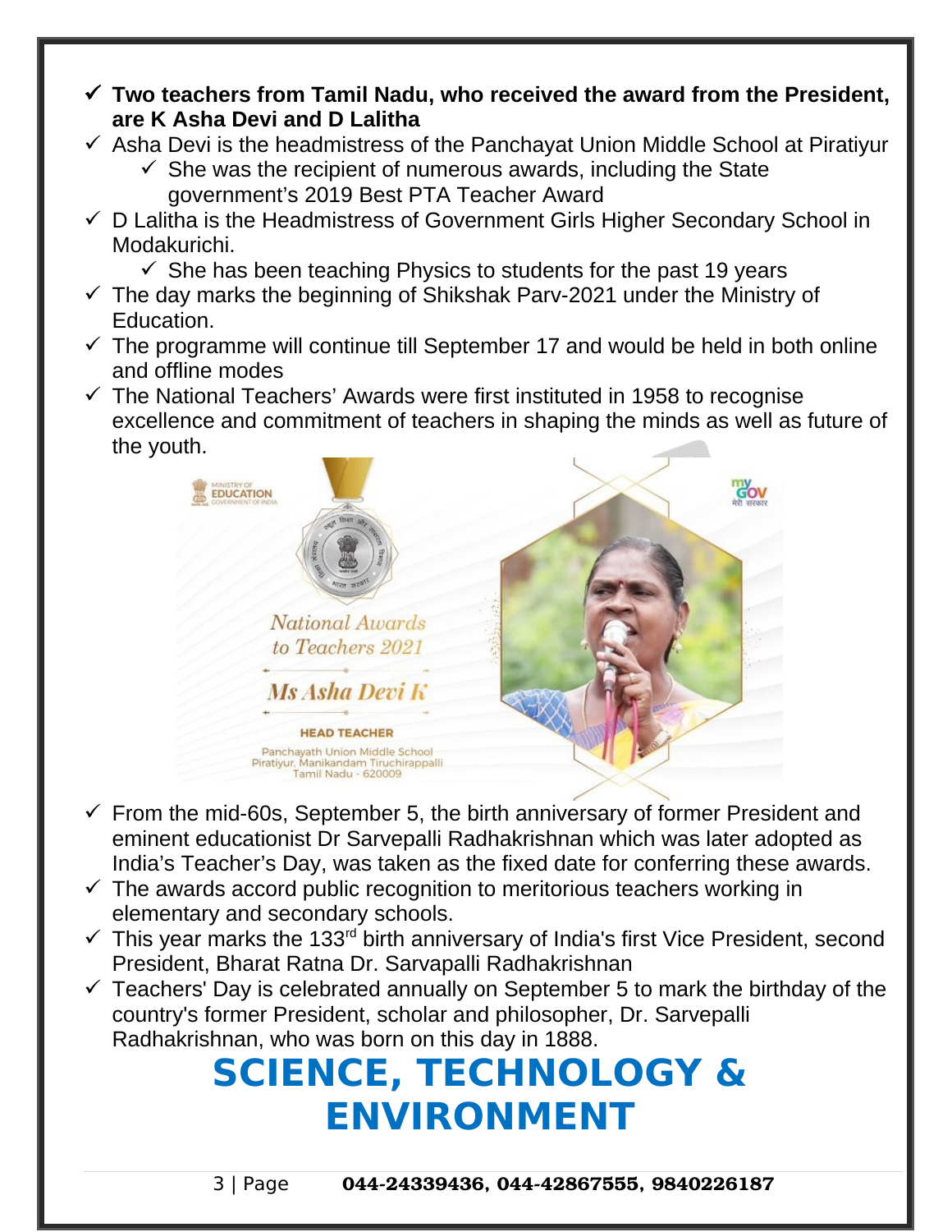- **Two teachers from Tamil Nadu, who received the award from the President, are K Asha Devi and D Lalitha**
- Asha Devi is the headmistress of the Panchayat Union Middle School at Piratiyur
  - She was the recipient of numerous awards, including the State government's 2019 Best PTA Teacher Award
- D Lalitha is the Headmistress of Government Girls Higher Secondary School in Modakurichi.
  - She has been teaching Physics to students for the past 19 years
- The day marks the beginning of Shikshak Parv-2021 under the Ministry of Education.
- The programme will continue till September 17 and would be held in both online and offline modes
- The National Teachers' Awards were first instituted in 1958 to recognise excellence and commitment of teachers in shaping the minds as well as future of the youth.

- From the mid-60s, September 5, the birth anniversary of former President and eminent educationist Dr Sarvepalli Radhakrishnan which was later adopted as India's Teacher's Day, was taken as the fixed date for conferring these awards.
- The awards accord public recognition to meritorious teachers working in elementary and secondary schools.
- This year marks the 133rd birth anniversary of India's first Vice President, second President, Bharat Ratna Dr. Sarvapalli Radhakrishnan
- Teachers' Day is celebrated annually on September 5 to mark the birthday of the country's former President, scholar and philosopher, Dr. Sarvepalli Radhakrishnan, who was born on this day in 1888.

# SCIENCE, TECHNOLOGY & ENVIRONMENT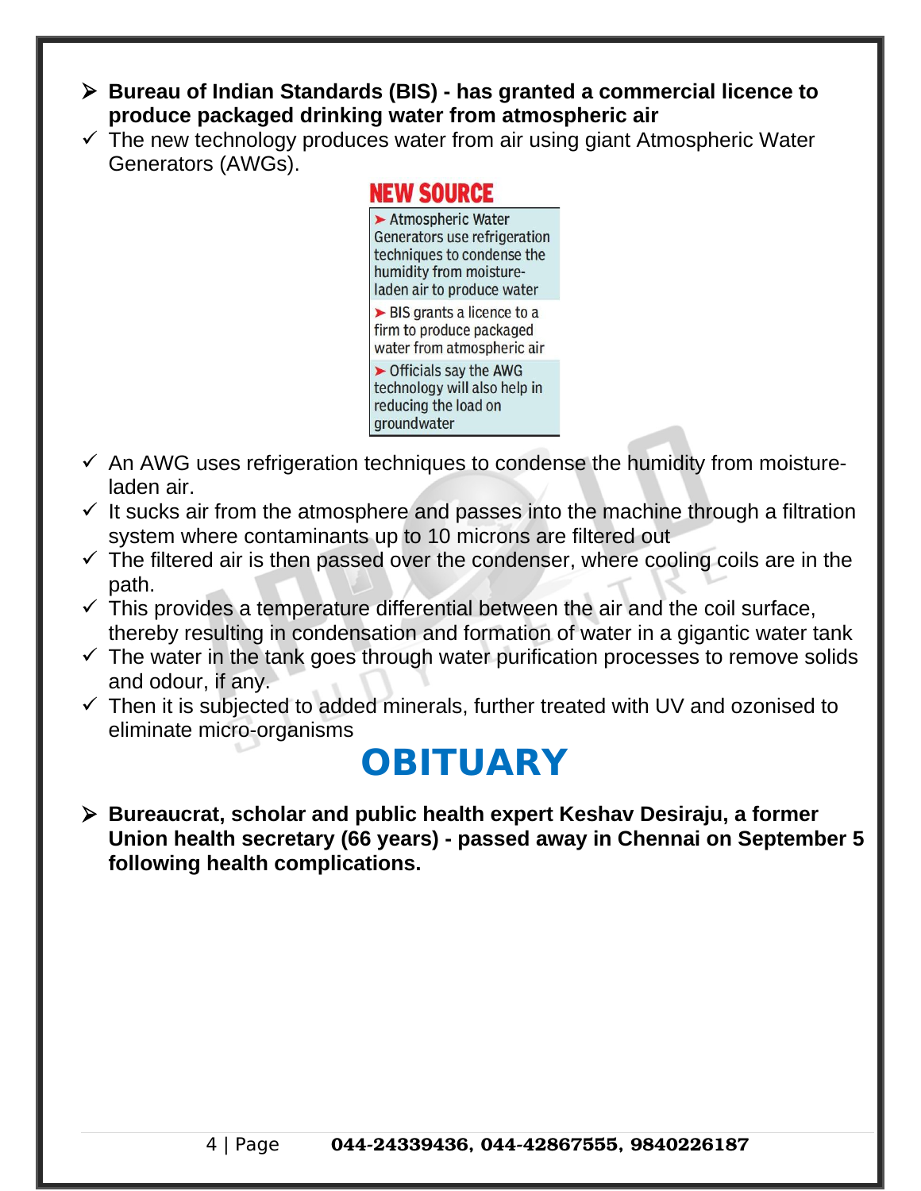- **Bureau of Indian Standards (BIS) - has granted a commercial licence to produce packaged drinking water from atmospheric air**
  - The new technology produces water from air using giant Atmospheric Water Generators (AWGs).

**NEW SOURCE**

- Atmospheric Water Generators use refrigeration techniques to condense the humidity from moisture-laden air to produce water
- BIS grants a licence to a firm to produce packaged water from atmospheric air
- Officials say the AWG technology will also help in reducing the load on groundwater

  - An AWG uses refrigeration techniques to condense the humidity from moisture-laden air.
  - It sucks air from the atmosphere and passes into the machine through a filtration system where contaminants up to 10 microns are filtered out
  - The filtered air is then passed over the condenser, where cooling coils are in the path.
  - This provides a temperature differential between the air and the coil surface, thereby resulting in condensation and formation of water in a gigantic water tank
  - The water in the tank goes through water purification processes to remove solids and odour, if any.
  - Then it is subjected to added minerals, further treated with UV and ozonised to eliminate micro-organisms

# OBITUARY

- **Bureaucrat, scholar and public health expert Keshav Desiraju, a former Union health secretary (66 years) - passed away in Chennai on September 5 following health complications.**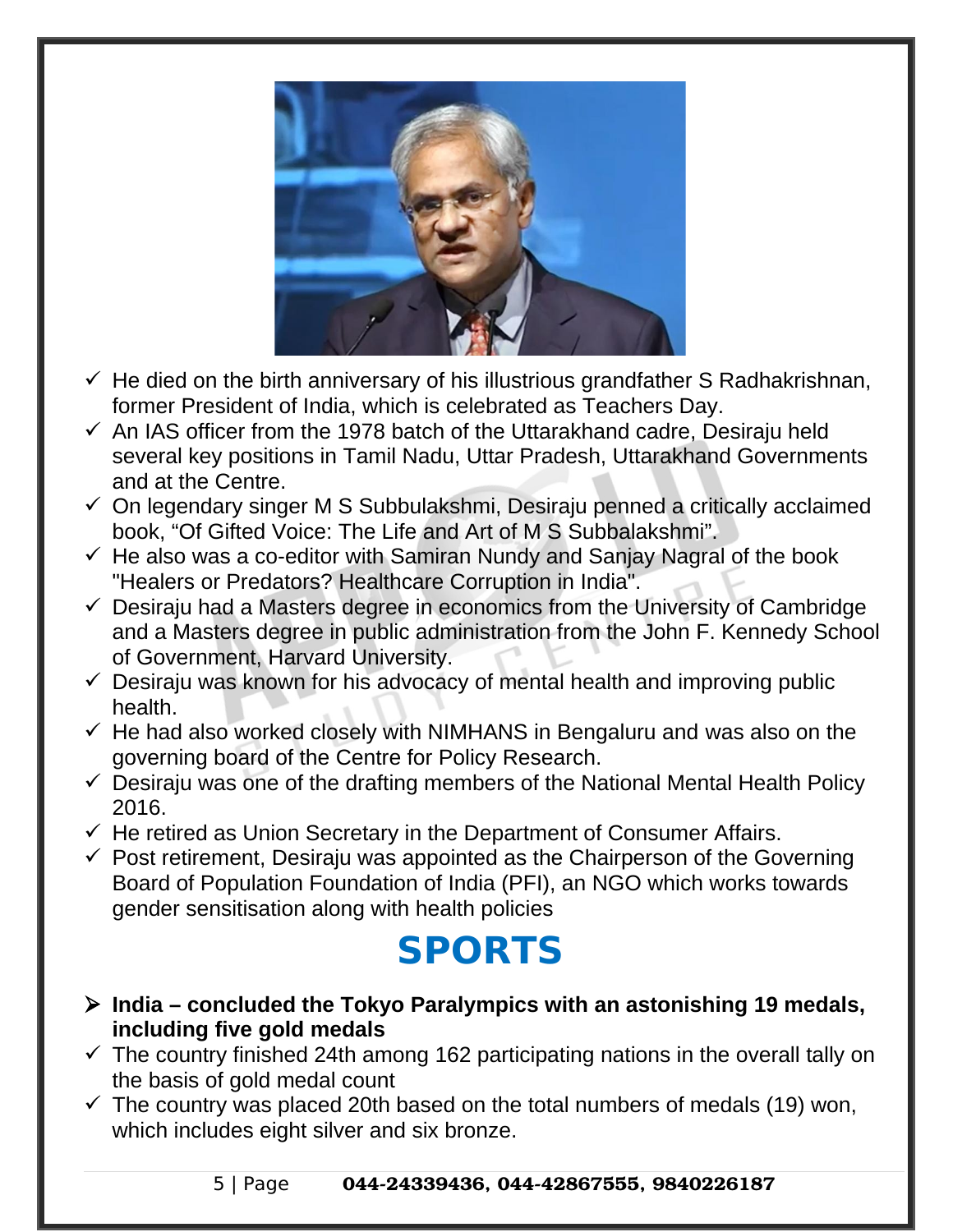- ✓ He died on the birth anniversary of his illustrious grandfather S Radhakrishnan, former President of India, which is celebrated as Teachers Day.
- ✓ An IAS officer from the 1978 batch of the Uttarakhand cadre, Desiraju held several key positions in Tamil Nadu, Uttar Pradesh, Uttarakhand Governments and at the Centre.
- ✓ On legendary singer M S Subbulakshmi, Desiraju penned a critically acclaimed book, "Of Gifted Voice: The Life and Art of M S Subbalakshmi".
- ✓ He also was a co-editor with Samiran Nundy and Sanjay Nagral of the book "Healers or Predators? Healthcare Corruption in India".
- ✓ Desiraju had a Masters degree in economics from the University of Cambridge and a Masters degree in public administration from the John F. Kennedy School of Government, Harvard University.
- ✓ Desiraju was known for his advocacy of mental health and improving public health.
- ✓ He had also worked closely with NIMHANS in Bengaluru and was also on the governing board of the Centre for Policy Research.
- ✓ Desiraju was one of the drafting members of the National Mental Health Policy 2016.
- ✓ He retired as Union Secretary in the Department of Consumer Affairs.
- ✓ Post retirement, Desiraju was appointed as the Chairperson of the Governing Board of Population Foundation of India (PFI), an NGO which works towards gender sensitisation along with health policies

# SPORTS

- ➢ **India – concluded the Tokyo Paralympics with an astonishing 19 medals, including five gold medals**
- ✓ The country finished 24th among 162 participating nations in the overall tally on the basis of gold medal count
- ✓ The country was placed 20th based on the total numbers of medals (19) won, which includes eight silver and six bronze.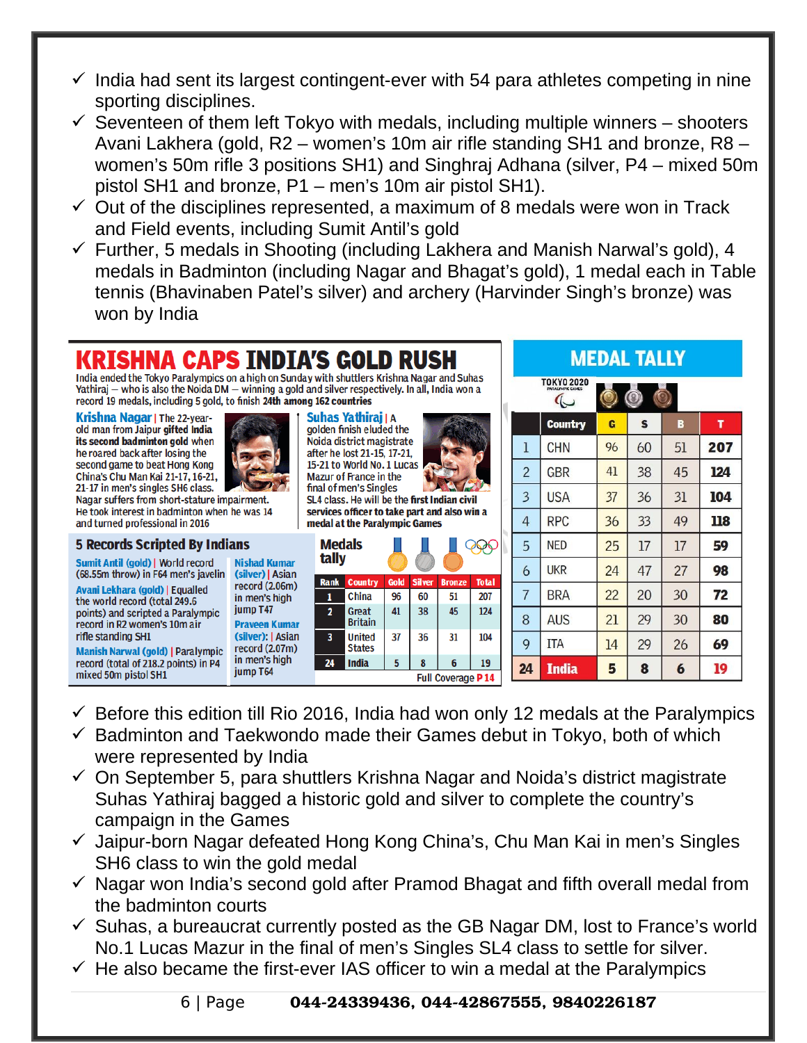- ✓ India had sent its largest contingent-ever with 54 para athletes competing in nine sporting disciplines.
- ✓ Seventeen of them left Tokyo with medals, including multiple winners – shooters Avani Lakhera (gold, R2 – women's 10m air rifle standing SH1 and bronze, R8 – women's 50m rifle 3 positions SH1) and Singhraj Adhana (silver, P4 – mixed 50m pistol SH1 and bronze, P1 – men's 10m air pistol SH1).
- ✓ Out of the disciplines represented, a maximum of 8 medals were won in Track and Field events, including Sumit Antil's gold
- ✓ Further, 5 medals in Shooting (including Lakhera and Manish Narwal's gold), 4 medals in Badminton (including Nagar and Bhagat's gold), 1 medal each in Table tennis (Bhavinaben Patel's silver) and archery (Harvinder Singh's bronze) was won by India

## KRISHNA CAPS INDIA'S GOLD RUSH

India ended the Tokyo Paralympics on a high on Sunday with shuttlers Krishna Nagar and Suhas Yathiraj – who is also the Noida DM – winning a gold and silver respectively. In all, India won a record 19 medals, including 5 gold, to finish **24th among 162 countries**

**Krishna Nagar** | The 22-year-old man from Jaipur **gifted India its second badminton gold** when he roared back after losing the second game to beat Hong Kong China's Chu Man Kai 21-17, 16-21, 21-17 in men's singles SH6 class. Nagar suffers from short-stature impairment. He took interest in badminton when he was 14 and turned professional in 2016

**Suhas Yathiraj** | A golden finish eluded the Noida district magistrate after he lost 21-15, 17-21, 15-21 to World No. 1 Lucas Mazur of France in the final of men's Singles SL4 class. He will be the **first Indian civil services officer to take part and also win a medal at the Paralympic Games**

### 5 Records Scripted By Indians

**Sumit Antil (gold)** | World record (68.55m throw) in F64 men's javelin

**Avani Lekhara (gold)** | Equalled the world record (total 249.6 points) and scripted a Paralympic record in R2 women's 10m air rifle standing SH1

**Manish Narwal (gold)** | Paralympic record (total of 218.2 points) in P4 mixed 50m pistol SH1

**Nishad Kumar (silver)** | Asian record (2.06m) in men's high jump T47

**Praveen Kumar (silver):** | Asian record (2.07m) in men's high jump T64

### Medals tally

| Rank | Country | Gold | Silver | Bronze | Total |
|---|---|---|---|---|---|
| 1 | China | 96 | 60 | 51 | 207 |
| 2 | Great Britain | 41 | 38 | 45 | 124 |
| 3 | United States | 37 | 36 | 31 | 104 |
| 24 | India | 5 | 8 | 6 | 19 |

Full Coverage P 14

### MEDAL TALLY

TOKYO 2020 PARALYMPIC GAMES

| | Country | G | S | B | T |
|---|---|---|---|---|---|
| 1 | CHN | 96 | 60 | 51 | 207 |
| 2 | GBR | 41 | 38 | 45 | 124 |
| 3 | USA | 37 | 36 | 31 | 104 |
| 4 | RPC | 36 | 33 | 49 | 118 |
| 5 | NED | 25 | 17 | 17 | 59 |
| 6 | UKR | 24 | 47 | 27 | 98 |
| 7 | BRA | 22 | 20 | 30 | 72 |
| 8 | AUS | 21 | 29 | 30 | 80 |
| 9 | ITA | 14 | 29 | 26 | 69 |
| 24 | India | 5 | 8 | 6 | 19 |

- ✓ Before this edition till Rio 2016, India had won only 12 medals at the Paralympics
- ✓ Badminton and Taekwondo made their Games debut in Tokyo, both of which were represented by India
- ✓ On September 5, para shuttlers Krishna Nagar and Noida's district magistrate Suhas Yathiraj bagged a historic gold and silver to complete the country's campaign in the Games
- ✓ Jaipur-born Nagar defeated Hong Kong China's, Chu Man Kai in men's Singles SH6 class to win the gold medal
- ✓ Nagar won India's second gold after Pramod Bhagat and fifth overall medal from the badminton courts
- ✓ Suhas, a bureaucrat currently posted as the GB Nagar DM, lost to France's world No.1 Lucas Mazur in the final of men's Singles SL4 class to settle for silver.
- ✓ He also became the first-ever IAS officer to win a medal at the Paralympics

**044-24339436, 044-42867555, 9840226187**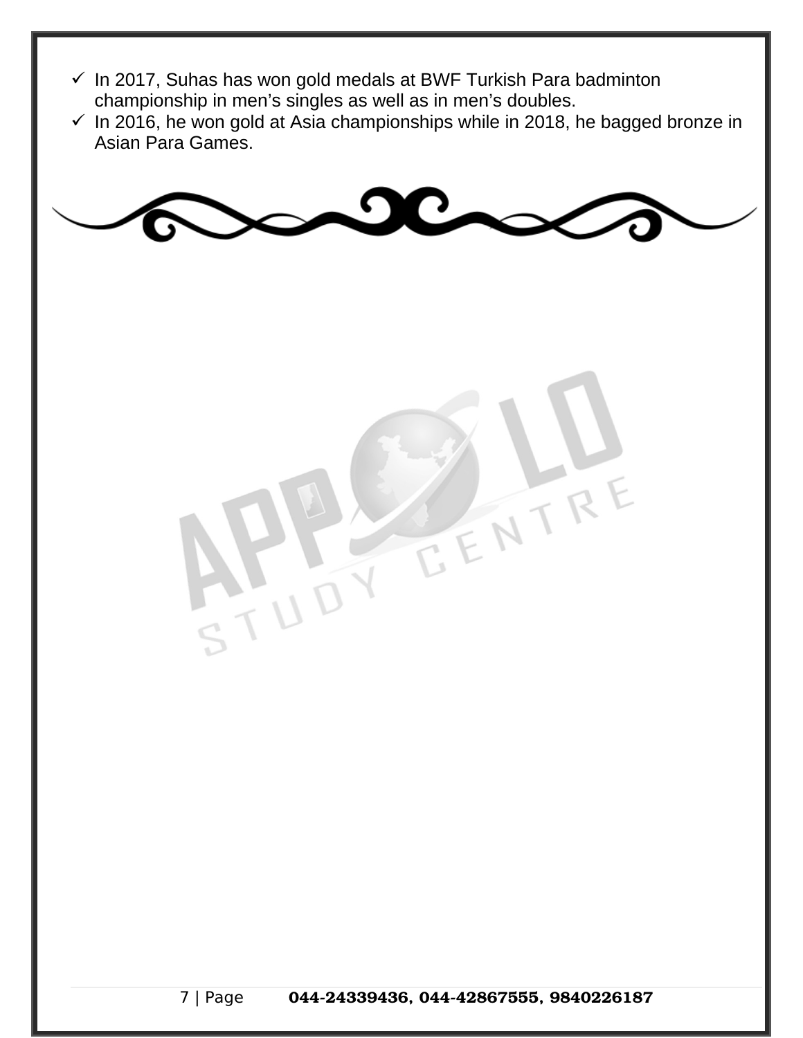- In 2017, Suhas has won gold medals at BWF Turkish Para badminton championship in men's singles as well as in men's doubles.
- In 2016, he won gold at Asia championships while in 2018, he bagged bronze in Asian Para Games.